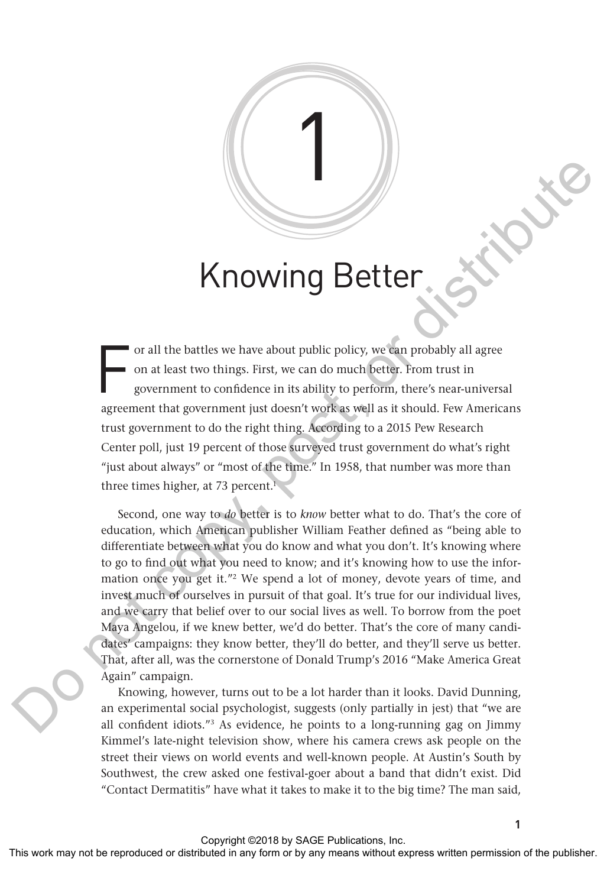# 1

# Knowing Better

For all the battles we have about public policy, we can probably all agree on at least two things. First, we can do much better. From trust in government to confidence in its ability to perform, there's near-universal agreement that government just doesn't work as well as it should. Few Americans trust government to do the right thing. According to a 2015 Pew Research Center poll, just 19 percent of those surveyed trust government do what's right "just about always" or "most of the time." In 1958, that number was more than three times higher, at 73 percent.[1]

Second, one way to *do* better is to *know* better what to do. That's the core of education, which American publisher William Feather defined as "being able to differentiate between what you do know and what you don't. It's knowing where to go to find out what you need to know; and it's knowing how to use the information once you get it."[2] We spend a lot of money, devote years of time, and invest much of ourselves in pursuit of that goal. It's true for our individual lives, and we carry that belief over to our social lives as well. To borrow from the poet Maya Angelou, if we knew better, we'd do better. That's the core of many candidates' campaigns: they know better, they'll do better, and they'll serve us better. That, after all, was the cornerstone of Donald Trump's 2016 "Make America Great Again" campaign.

Knowing, however, turns out to be a lot harder than it looks. David Dunning, an experimental social psychologist, suggests (only partially in jest) that "we are all confident idiots."[3] As evidence, he points to a long-running gag on Jimmy Kimmel's late-night television show, where his camera crews ask people on the street their views on world events and well-known people. At Austin's South by Southwest, the crew asked one festival-goer about a band that didn't exist. Did "Contact Dermatitis" have what it takes to make it to the big time? The man said,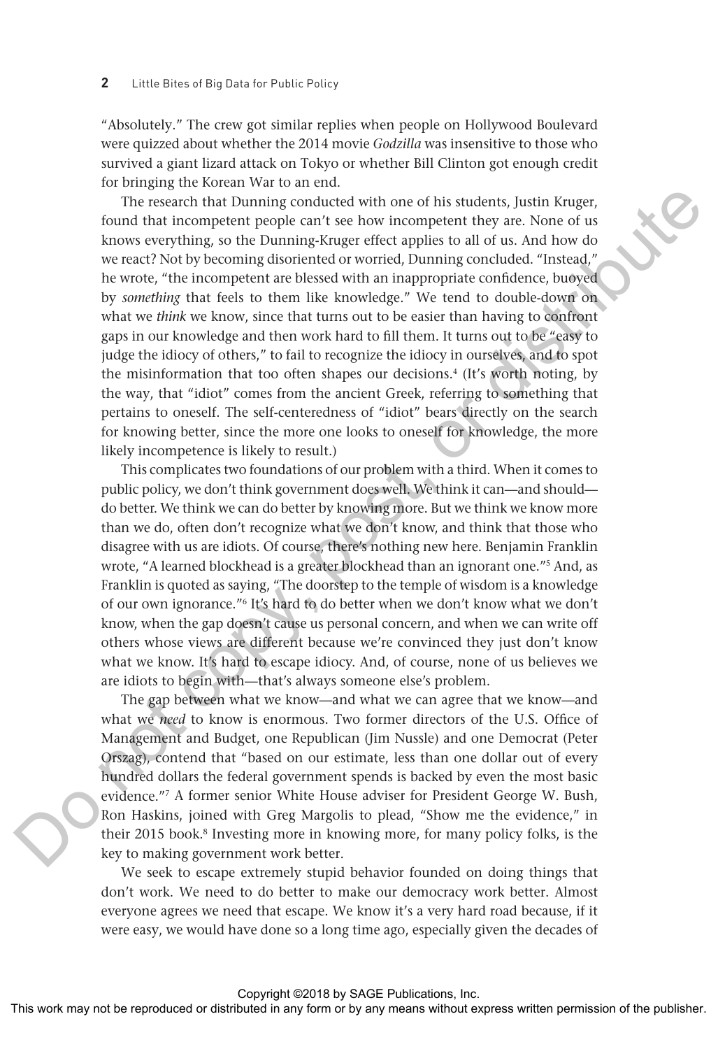"Absolutely." The crew got similar replies when people on Hollywood Boulevard were quizzed about whether the 2014 movie *Godzilla* was insensitive to those who survived a giant lizard attack on Tokyo or whether Bill Clinton got enough credit for bringing the Korean War to an end.

The research that Dunning conducted with one of his students, Justin Kruger, found that incompetent people can't see how incompetent they are. None of us knows everything, so the Dunning-Kruger effect applies to all of us. And how do we react? Not by becoming disoriented or worried, Dunning concluded. "Instead," he wrote, "the incompetent are blessed with an inappropriate confidence, buoyed by *something* that feels to them like knowledge." We tend to double-down on what we *think* we know, since that turns out to be easier than having to confront gaps in our knowledge and then work hard to fill them. It turns out to be "easy to judge the idiocy of others," to fail to recognize the idiocy in ourselves, and to spot the misinformation that too often shapes our decisions.[4] (It's worth noting, by the way, that "idiot" comes from the ancient Greek, referring to something that pertains to oneself. The self-centeredness of "idiot" bears directly on the search for knowing better, since the more one looks to oneself for knowledge, the more likely incompetence is likely to result.)

This complicates two foundations of our problem with a third. When it comes to public policy, we don't think government does well. We think it can—and should—do better. We think we can do better by knowing more. But we think we know more than we do, often don't recognize what we don't know, and think that those who disagree with us are idiots. Of course, there's nothing new here. Benjamin Franklin wrote, "A learned blockhead is a greater blockhead than an ignorant one."[5] And, as Franklin is quoted as saying, "The doorstep to the temple of wisdom is a knowledge of our own ignorance."[6] It's hard to do better when we don't know what we don't know, when the gap doesn't cause us personal concern, and when we can write off others whose views are different because we're convinced they just don't know what we know. It's hard to escape idiocy. And, of course, none of us believes we are idiots to begin with—that's always someone else's problem.

The gap between what we know—and what we can agree that we know—and what we *need* to know is enormous. Two former directors of the U.S. Office of Management and Budget, one Republican (Jim Nussle) and one Democrat (Peter Orszag), contend that "based on our estimate, less than one dollar out of every hundred dollars the federal government spends is backed by even the most basic evidence."[7] A former senior White House adviser for President George W. Bush, Ron Haskins, joined with Greg Margolis to plead, "Show me the evidence," in their 2015 book.[8] Investing more in knowing more, for many policy folks, is the key to making government work better.

We seek to escape extremely stupid behavior founded on doing things that don't work. We need to do better to make our democracy work better. Almost everyone agrees we need that escape. We know it's a very hard road because, if it were easy, we would have done so a long time ago, especially given the decades of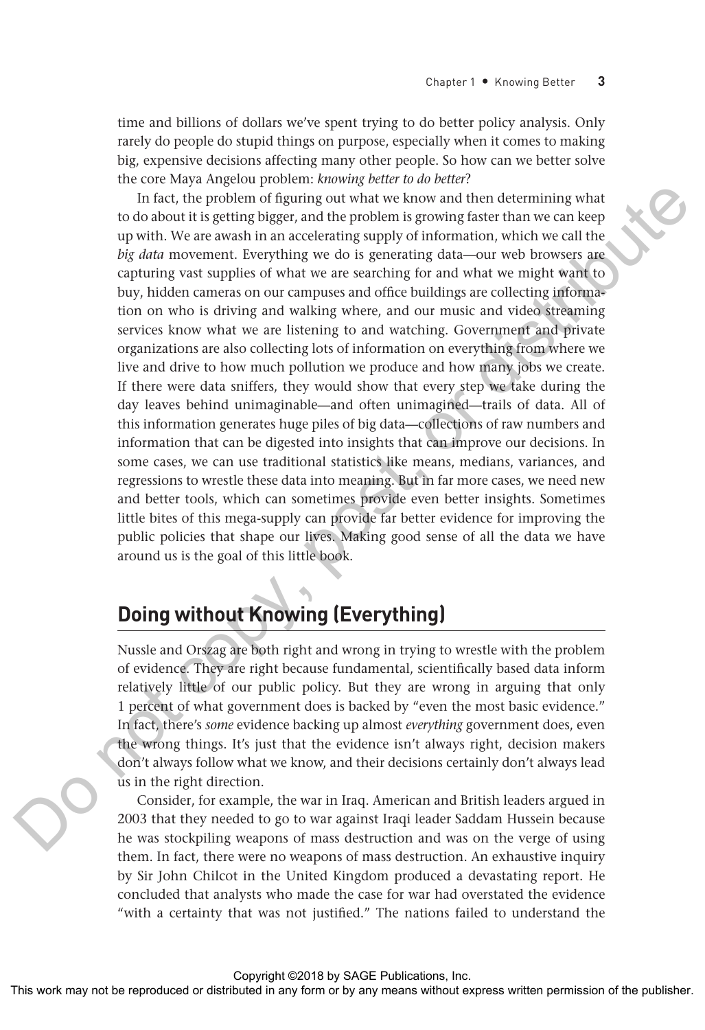time and billions of dollars we've spent trying to do better policy analysis. Only rarely do people do stupid things on purpose, especially when it comes to making big, expensive decisions affecting many other people. So how can we better solve the core Maya Angelou problem: *knowing better to do better*?

In fact, the problem of figuring out what we know and then determining what to do about it is getting bigger, and the problem is growing faster than we can keep up with. We are awash in an accelerating supply of information, which we call the *big data* movement. Everything we do is generating data—our web browsers are capturing vast supplies of what we are searching for and what we might want to buy, hidden cameras on our campuses and office buildings are collecting information on who is driving and walking where, and our music and video streaming services know what we are listening to and watching. Government and private organizations are also collecting lots of information on everything from where we live and drive to how much pollution we produce and how many jobs we create. If there were data sniffers, they would show that every step we take during the day leaves behind unimaginable—and often unimagined—trails of data. All of this information generates huge piles of big data—collections of raw numbers and information that can be digested into insights that can improve our decisions. In some cases, we can use traditional statistics like means, medians, variances, and regressions to wrestle these data into meaning. But in far more cases, we need new and better tools, which can sometimes provide even better insights. Sometimes little bites of this mega-supply can provide far better evidence for improving the public policies that shape our lives. Making good sense of all the data we have around us is the goal of this little book.

## Doing without Knowing (Everything)

Nussle and Orszag are both right and wrong in trying to wrestle with the problem of evidence. They are right because fundamental, scientifically based data inform relatively little of our public policy. But they are wrong in arguing that only 1 percent of what government does is backed by "even the most basic evidence." In fact, there's *some* evidence backing up almost *everything* government does, even the wrong things. It's just that the evidence isn't always right, decision makers don't always follow what we know, and their decisions certainly don't always lead us in the right direction.

Consider, for example, the war in Iraq. American and British leaders argued in 2003 that they needed to go to war against Iraqi leader Saddam Hussein because he was stockpiling weapons of mass destruction and was on the verge of using them. In fact, there were no weapons of mass destruction. An exhaustive inquiry by Sir John Chilcot in the United Kingdom produced a devastating report. He concluded that analysts who made the case for war had overstated the evidence "with a certainty that was not justified." The nations failed to understand the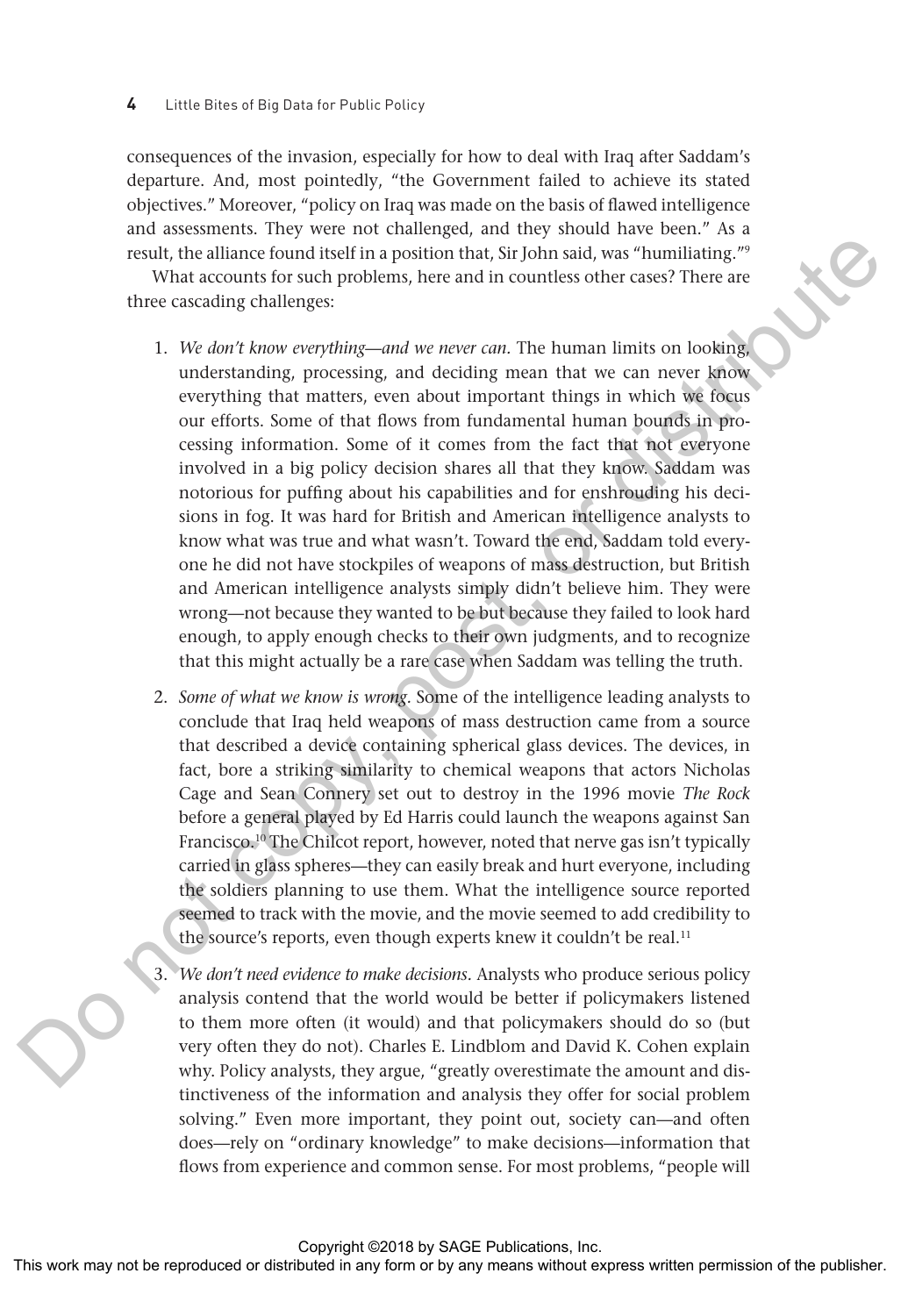consequences of the invasion, especially for how to deal with Iraq after Saddam's departure. And, most pointedly, "the Government failed to achieve its stated objectives." Moreover, "policy on Iraq was made on the basis of flawed intelligence and assessments. They were not challenged, and they should have been." As a result, the alliance found itself in a position that, Sir John said, was "humiliating."[9]

What accounts for such problems, here and in countless other cases? There are three cascading challenges:

1. *We don't know everything—and we never can.* The human limits on looking, understanding, processing, and deciding mean that we can never know everything that matters, even about important things in which we focus our efforts. Some of that flows from fundamental human bounds in processing information. Some of it comes from the fact that not everyone involved in a big policy decision shares all that they know. Saddam was notorious for puffing about his capabilities and for enshrouding his decisions in fog. It was hard for British and American intelligence analysts to know what was true and what wasn't. Toward the end, Saddam told everyone he did not have stockpiles of weapons of mass destruction, but British and American intelligence analysts simply didn't believe him. They were wrong—not because they wanted to be but because they failed to look hard enough, to apply enough checks to their own judgments, and to recognize that this might actually be a rare case when Saddam was telling the truth.

2. *Some of what we know is wrong.* Some of the intelligence leading analysts to conclude that Iraq held weapons of mass destruction came from a source that described a device containing spherical glass devices. The devices, in fact, bore a striking similarity to chemical weapons that actors Nicholas Cage and Sean Connery set out to destroy in the 1996 movie *The Rock* before a general played by Ed Harris could launch the weapons against San Francisco.[10] The Chilcot report, however, noted that nerve gas isn't typically carried in glass spheres—they can easily break and hurt everyone, including the soldiers planning to use them. What the intelligence source reported seemed to track with the movie, and the movie seemed to add credibility to the source's reports, even though experts knew it couldn't be real.[11]

3. *We don't need evidence to make decisions.* Analysts who produce serious policy analysis contend that the world would be better if policymakers listened to them more often (it would) and that policymakers should do so (but very often they do not). Charles E. Lindblom and David K. Cohen explain why. Policy analysts, they argue, "greatly overestimate the amount and distinctiveness of the information and analysis they offer for social problem solving." Even more important, they point out, society can—and often does—rely on "ordinary knowledge" to make decisions—information that flows from experience and common sense. For most problems, "people will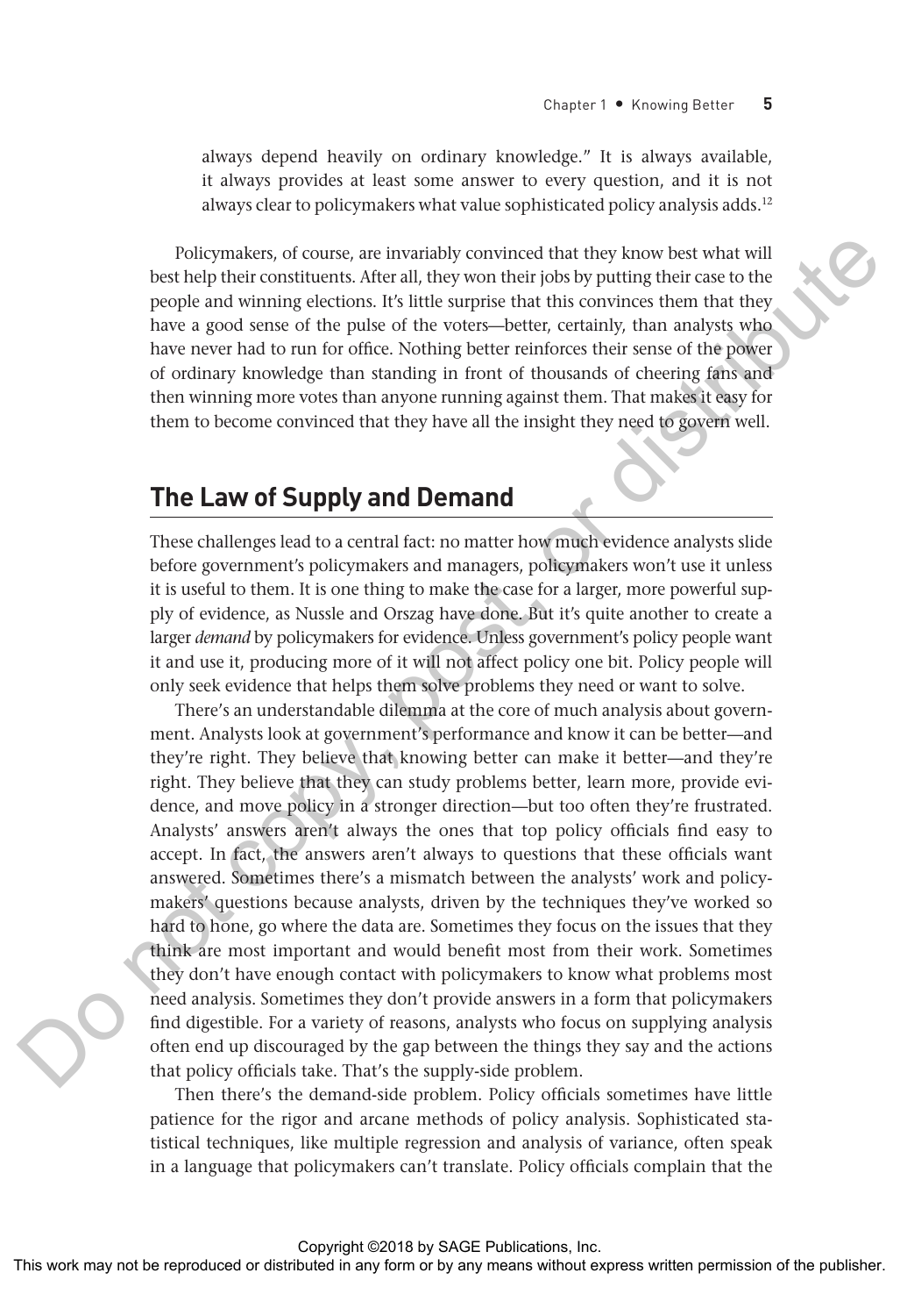always depend heavily on ordinary knowledge." It is always available, it always provides at least some answer to every question, and it is not always clear to policymakers what value sophisticated policy analysis adds.[12]

Policymakers, of course, are invariably convinced that they know best what will best help their constituents. After all, they won their jobs by putting their case to the people and winning elections. It's little surprise that this convinces them that they have a good sense of the pulse of the voters—better, certainly, than analysts who have never had to run for office. Nothing better reinforces their sense of the power of ordinary knowledge than standing in front of thousands of cheering fans and then winning more votes than anyone running against them. That makes it easy for them to become convinced that they have all the insight they need to govern well.

## The Law of Supply and Demand

These challenges lead to a central fact: no matter how much evidence analysts slide before government's policymakers and managers, policymakers won't use it unless it is useful to them. It is one thing to make the case for a larger, more powerful supply of evidence, as Nussle and Orszag have done. But it's quite another to create a larger *demand* by policymakers for evidence. Unless government's policy people want it and use it, producing more of it will not affect policy one bit. Policy people will only seek evidence that helps them solve problems they need or want to solve.

There's an understandable dilemma at the core of much analysis about government. Analysts look at government's performance and know it can be better—and they're right. They believe that knowing better can make it better—and they're right. They believe that they can study problems better, learn more, provide evidence, and move policy in a stronger direction—but too often they're frustrated. Analysts' answers aren't always the ones that top policy officials find easy to accept. In fact, the answers aren't always to questions that these officials want answered. Sometimes there's a mismatch between the analysts' work and policymakers' questions because analysts, driven by the techniques they've worked so hard to hone, go where the data are. Sometimes they focus on the issues that they think are most important and would benefit most from their work. Sometimes they don't have enough contact with policymakers to know what problems most need analysis. Sometimes they don't provide answers in a form that policymakers find digestible. For a variety of reasons, analysts who focus on supplying analysis often end up discouraged by the gap between the things they say and the actions that policy officials take. That's the supply-side problem.

Then there's the demand-side problem. Policy officials sometimes have little patience for the rigor and arcane methods of policy analysis. Sophisticated statistical techniques, like multiple regression and analysis of variance, often speak in a language that policymakers can't translate. Policy officials complain that the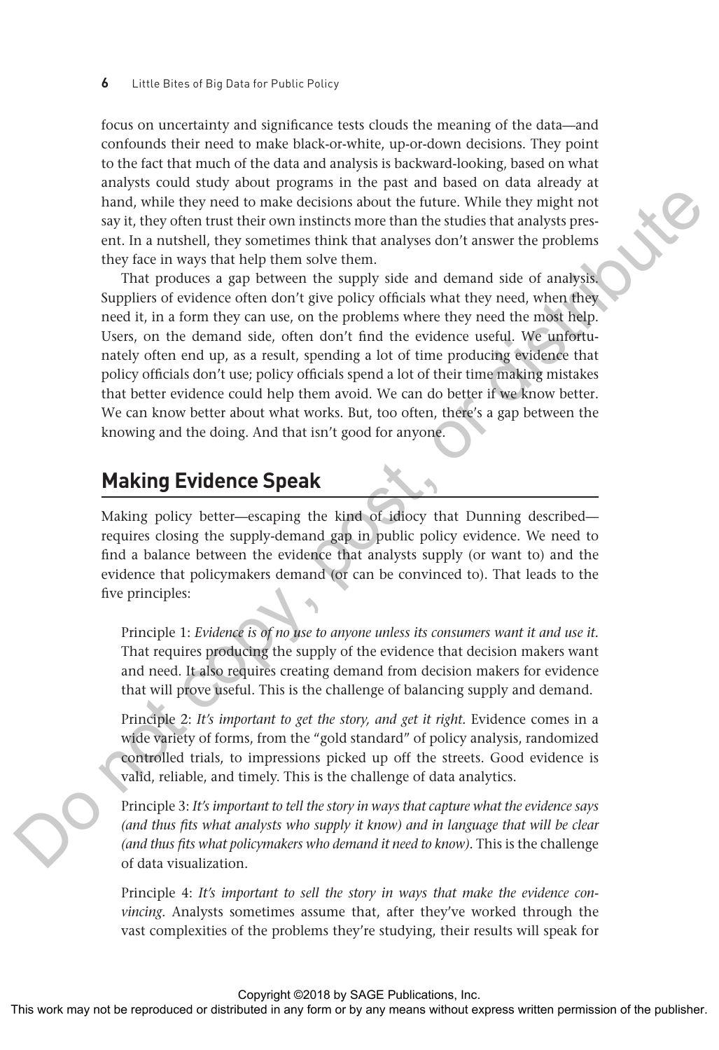focus on uncertainty and significance tests clouds the meaning of the data—and confounds their need to make black-or-white, up-or-down decisions. They point to the fact that much of the data and analysis is backward-looking, based on what analysts could study about programs in the past and based on data already at hand, while they need to make decisions about the future. While they might not say it, they often trust their own instincts more than the studies that analysts present. In a nutshell, they sometimes think that analyses don't answer the problems they face in ways that help them solve them.

That produces a gap between the supply side and demand side of analysis. Suppliers of evidence often don't give policy officials what they need, when they need it, in a form they can use, on the problems where they need the most help. Users, on the demand side, often don't find the evidence useful. We unfortunately often end up, as a result, spending a lot of time producing evidence that policy officials don't use; policy officials spend a lot of their time making mistakes that better evidence could help them avoid. We can do better if we know better. We can know better about what works. But, too often, there's a gap between the knowing and the doing. And that isn't good for anyone.

## Making Evidence Speak

Making policy better—escaping the kind of idiocy that Dunning described—requires closing the supply-demand gap in public policy evidence. We need to find a balance between the evidence that analysts supply (or want to) and the evidence that policymakers demand (or can be convinced to). That leads to the five principles:

Principle 1: *Evidence is of no use to anyone unless its consumers want it and use it.* That requires producing the supply of the evidence that decision makers want and need. It also requires creating demand from decision makers for evidence that will prove useful. This is the challenge of balancing supply and demand.

Principle 2: *It's important to get the story, and get it right.* Evidence comes in a wide variety of forms, from the "gold standard" of policy analysis, randomized controlled trials, to impressions picked up off the streets. Good evidence is valid, reliable, and timely. This is the challenge of data analytics.

Principle 3: *It's important to tell the story in ways that capture what the evidence says (and thus fits what analysts who supply it know) and in language that will be clear (and thus fits what policymakers who demand it need to know).* This is the challenge of data visualization.

Principle 4: *It's important to sell the story in ways that make the evidence convincing.* Analysts sometimes assume that, after they've worked through the vast complexities of the problems they're studying, their results will speak for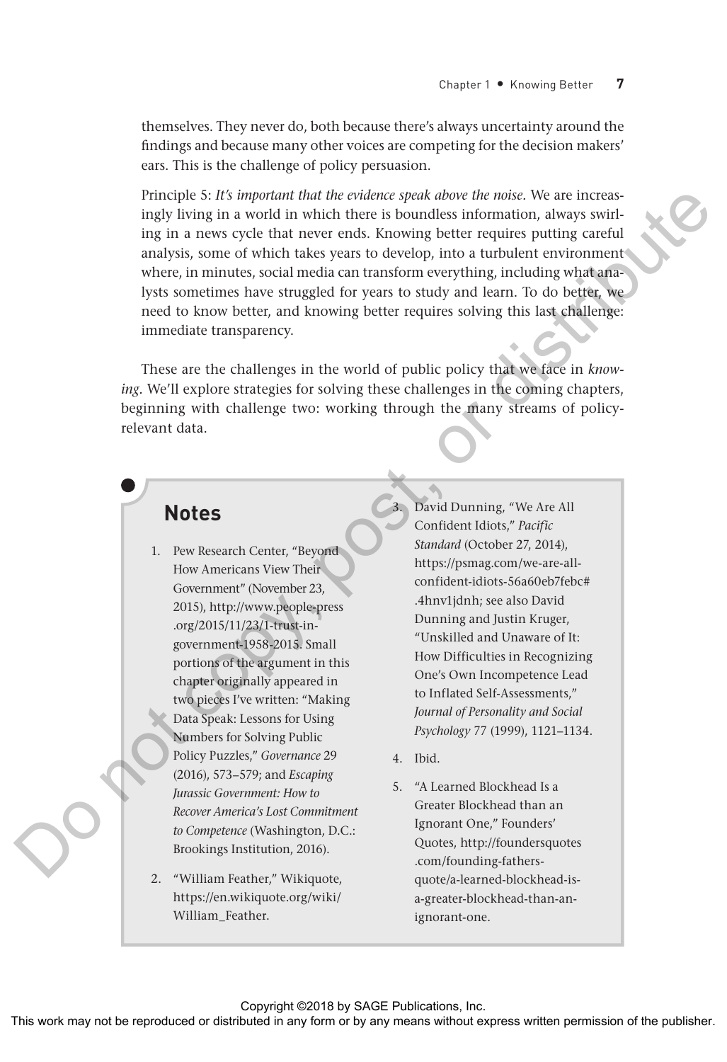themselves. They never do, both because there's always uncertainty around the findings and because many other voices are competing for the decision makers' ears. This is the challenge of policy persuasion.

Principle 5: *It's important that the evidence speak above the noise.* We are increasingly living in a world in which there is boundless information, always swirling in a news cycle that never ends. Knowing better requires putting careful analysis, some of which takes years to develop, into a turbulent environment where, in minutes, social media can transform everything, including what analysts sometimes have struggled for years to study and learn. To do better, we need to know better, and knowing better requires solving this last challenge: immediate transparency.

These are the challenges in the world of public policy that we face in *knowing*. We'll explore strategies for solving these challenges in the coming chapters, beginning with challenge two: working through the many streams of policy-relevant data.

## Notes

1. Pew Research Center, "Beyond How Americans View Their Government" (November 23, 2015), http://www.people-press.org/2015/11/23/1-trust-in-government-1958-2015. Small portions of the argument in this chapter originally appeared in two pieces I've written: "Making Data Speak: Lessons for Using Numbers for Solving Public Policy Puzzles," *Governance* 29 (2016), 573–579; and *Escaping Jurassic Government: How to Recover America's Lost Commitment to Competence* (Washington, D.C.: Brookings Institution, 2016).
2. "William Feather," Wikiquote, https://en.wikiquote.org/wiki/William_Feather.
3. David Dunning, "We Are All Confident Idiots," *Pacific Standard* (October 27, 2014), https://psmag.com/we-are-all-confident-idiots-56a60eb7febc#.4hnv1jdnh; see also David Dunning and Justin Kruger, "Unskilled and Unaware of It: How Difficulties in Recognizing One's Own Incompetence Lead to Inflated Self-Assessments," *Journal of Personality and Social Psychology* 77 (1999), 1121–1134.
4. Ibid.
5. "A Learned Blockhead Is a Greater Blockhead than an Ignorant One," Founders' Quotes, http://foundersquotes.com/founding-fathers-quote/a-learned-blockhead-is-a-greater-blockhead-than-an-ignorant-one.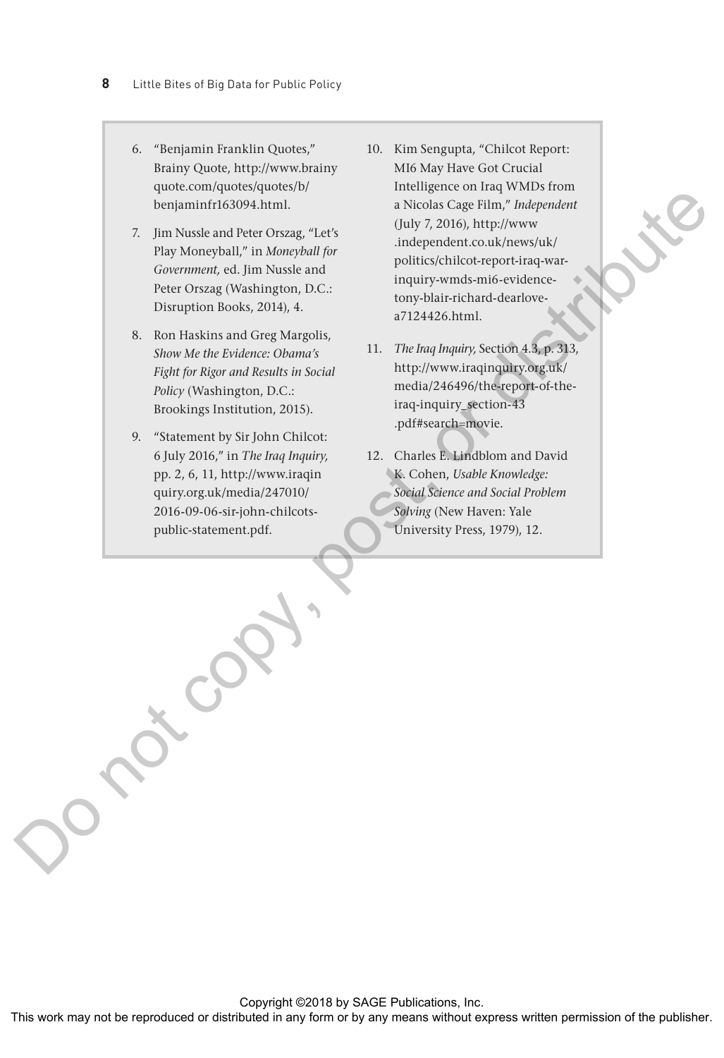6. "Benjamin Franklin Quotes," Brainy Quote, http://www.brainyquote.com/quotes/quotes/b/benjaminfr163094.html.

7. Jim Nussle and Peter Orszag, "Let's Play Moneyball," in *Moneyball for Government,* ed. Jim Nussle and Peter Orszag (Washington, D.C.: Disruption Books, 2014), 4.

8. Ron Haskins and Greg Margolis, *Show Me the Evidence: Obama's Fight for Rigor and Results in Social Policy* (Washington, D.C.: Brookings Institution, 2015).

9. "Statement by Sir John Chilcot: 6 July 2016," in *The Iraq Inquiry,* pp. 2, 6, 11, http://www.iraqinquiry.org.uk/media/247010/2016-09-06-sir-john-chilcots-public-statement.pdf.

10. Kim Sengupta, "Chilcot Report: MI6 May Have Got Crucial Intelligence on Iraq WMDs from a Nicolas Cage Film," *Independent* (July 7, 2016), http://www.independent.co.uk/news/uk/politics/chilcot-report-iraq-war-inquiry-wmds-mi6-evidence-tony-blair-richard-dearlove-a7124426.html.

11. *The Iraq Inquiry,* Section 4.3, p. 313, http://www.iraqinquiry.org.uk/media/246496/the-report-of-the-iraq-inquiry_section-43.pdf#search=movie.

12. Charles E. Lindblom and David K. Cohen, *Usable Knowledge: Social Science and Social Problem Solving* (New Haven: Yale University Press, 1979), 12.

Copyright ©2018 by SAGE Publications, Inc.
This work may not be reproduced or distributed in any form or by any means without express written permission of the publisher.